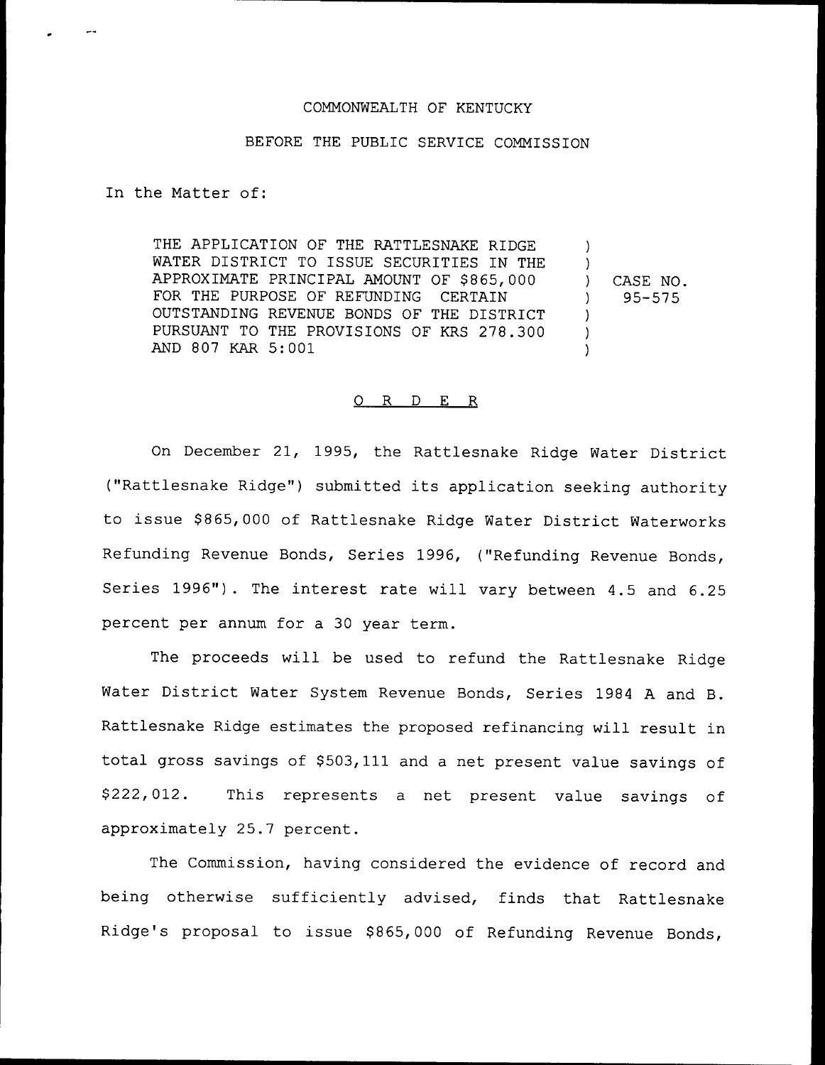COMMONWEALTH OF KENTUCKY

BEFORE THE PUBLIC SERVICE COMMISSION

In the Matter of:

THE APPLICATION OF THE RATTLESNAKE RIDGE WATER DISTRICT TO ISSUE SECURITIES IN THE APPROXIMATE PRINCIPAL AMOUNT OF $865,000 FOR THE PURPOSE OF REFUNDING CERTAIN OUTSTANDING REVENUE BONDS OF THE DISTRICT PURSUANT TO THE PROVISIONS OF KRS 278.300 AND 807 KAR 5:001 ) CASE NO. 95-575

## O R D E R

On December 21, 1995, the Rattlesnake Ridge Water District ("Rattlesnake Ridge") submitted its application seeking authority to issue $865,000 of Rattlesnake Ridge Water District Waterworks Refunding Revenue Bonds, Series 1996, ("Refunding Revenue Bonds, Series 1996"). The interest rate will vary between 4.5 and 6.25 percent per annum for a 30 year term.

The proceeds will be used to refund the Rattlesnake Ridge Water District Water System Revenue Bonds, Series 1984 A and B. Rattlesnake Ridge estimates the proposed refinancing will result in total gross savings of $503,111 and a net present value savings of $222,012. This represents a net present value savings of approximately 25.7 percent.

The Commission, having considered the evidence of record and being otherwise sufficiently advised, finds that Rattlesnake Ridge's proposal to issue $865,000 of Refunding Revenue Bonds,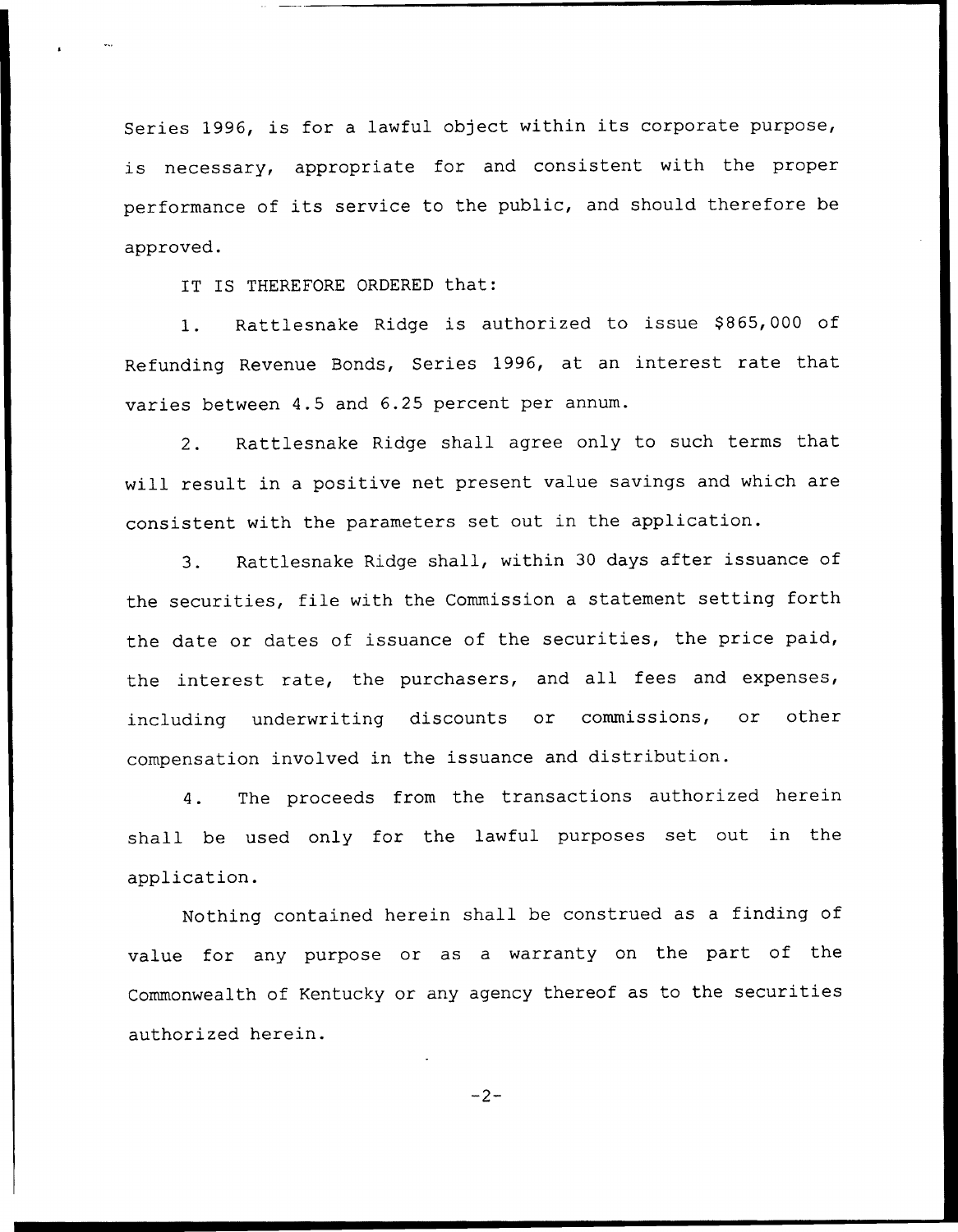Series 1996, is for a lawful object within its corporate purpose, is necessary, appropriate for and consistent with the proper performance of its service to the public, and should therefore be approved.

IT IS THEREFORE ORDERED that:

1. Rattlesnake Ridge is authorized to issue $865,000 of Refunding Revenue Bonds, Series 1996, at an interest rate that varies between 4.5 and 6.25 percent per annum.

2. Rattlesnake Ridge shall agree only to such terms that will result in a positive net present value savings and which are consistent with the parameters set out in the application.

3. Rattlesnake Ridge shall, within 30 days after issuance of the securities, file with the Commission a statement setting forth the date or dates of issuance of the securities, the price paid, the interest rate, the purchasers, and all fees and expenses, including underwriting discounts or commissions, or other compensation involved in the issuance and distribution.

4. The proceeds from the transactions authorized herein shall be used only for the lawful purposes set out in the application.

Nothing contained herein shall be construed as a finding of value for any purpose or as a warranty on the part of the Commonwealth of Kentucky or any agency thereof as to the securities authorized herein.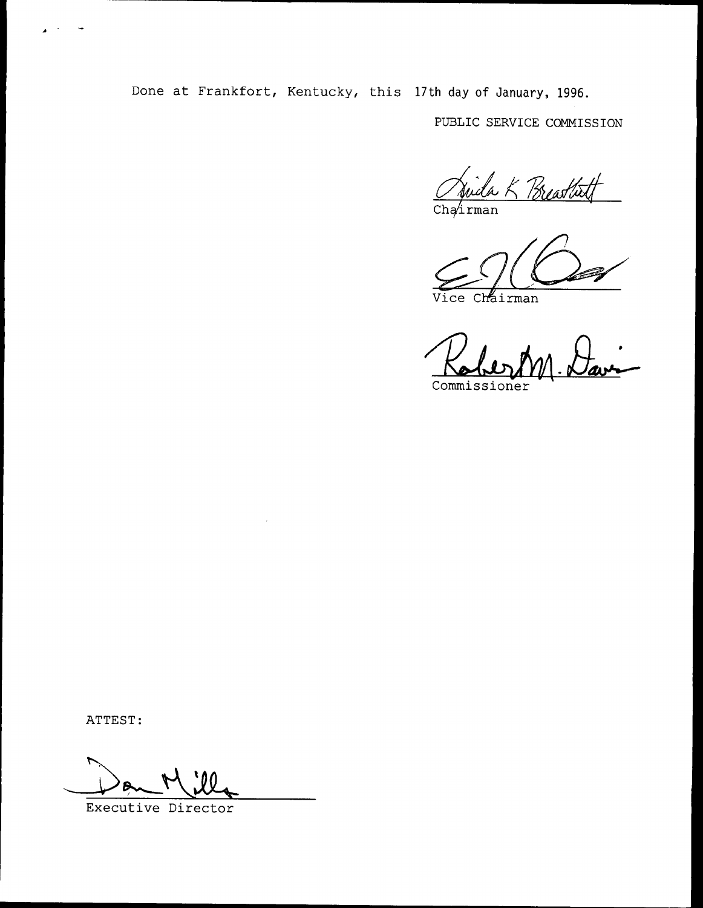Done at Frankfort, Kentucky, this 17th day of January, 1996.

PUBLIC SERVICE COMMISSION

Chairman

Vice Chairman

Commissioner

ATTEST:

Executive Director